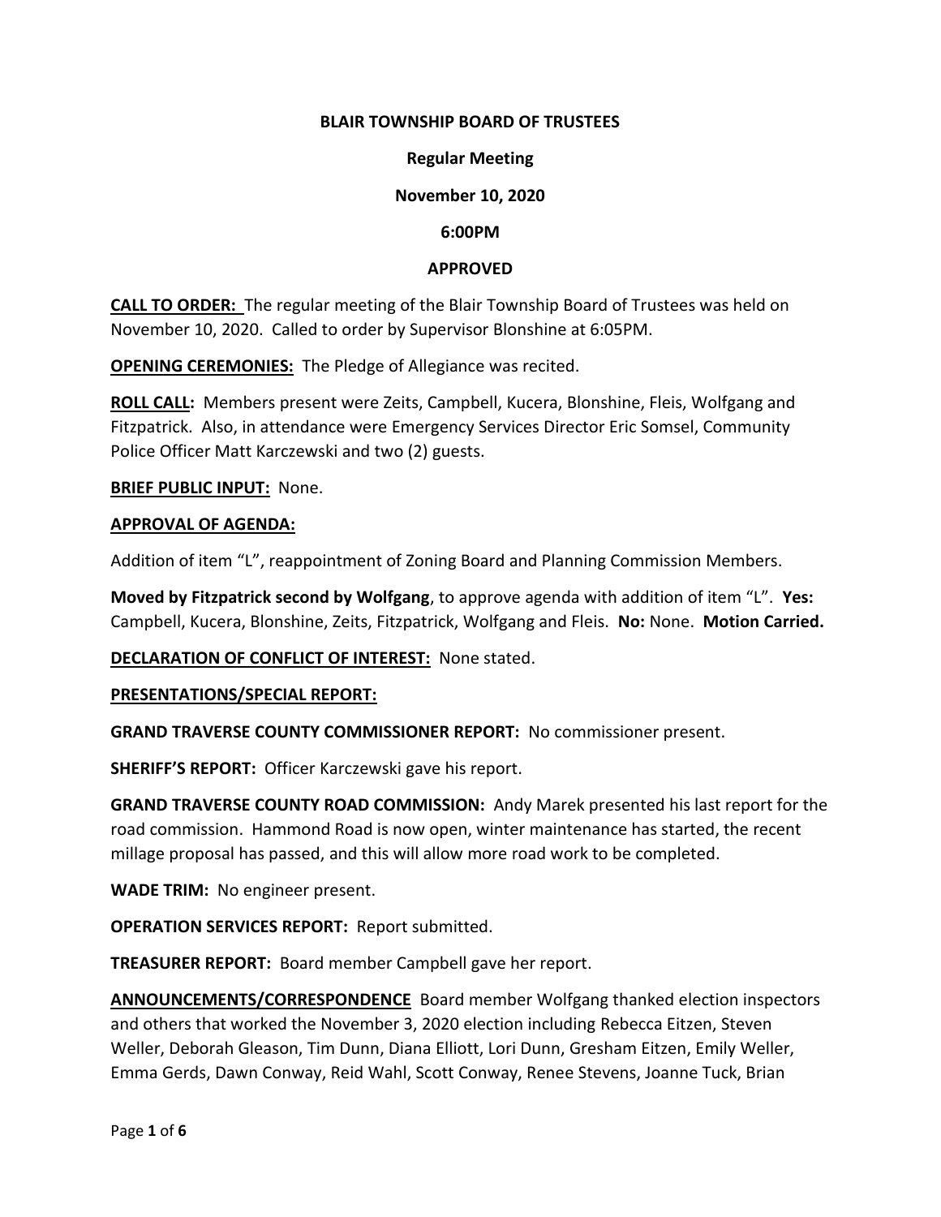**BLAIR TOWNSHIP BOARD OF TRUSTEES**

**Regular Meeting**

**November 10, 2020**

**6:00PM**

**APPROVED**

**CALL TO ORDER:** The regular meeting of the Blair Township Board of Trustees was held on November 10, 2020. Called to order by Supervisor Blonshine at 6:05PM.

**OPENING CEREMONIES:** The Pledge of Allegiance was recited.

**ROLL CALL:** Members present were Zeits, Campbell, Kucera, Blonshine, Fleis, Wolfgang and Fitzpatrick. Also, in attendance were Emergency Services Director Eric Somsel, Community Police Officer Matt Karczewski and two (2) guests.

**BRIEF PUBLIC INPUT:** None.

**APPROVAL OF AGENDA:**

Addition of item "L", reappointment of Zoning Board and Planning Commission Members.

**Moved by Fitzpatrick second by Wolfgang**, to approve agenda with addition of item "L". **Yes:** Campbell, Kucera, Blonshine, Zeits, Fitzpatrick, Wolfgang and Fleis. **No:** None. **Motion Carried.**

**DECLARATION OF CONFLICT OF INTEREST:** None stated.

**PRESENTATIONS/SPECIAL REPORT:**

**GRAND TRAVERSE COUNTY COMMISSIONER REPORT:** No commissioner present.

**SHERIFF'S REPORT:** Officer Karczewski gave his report.

**GRAND TRAVERSE COUNTY ROAD COMMISSION:** Andy Marek presented his last report for the road commission. Hammond Road is now open, winter maintenance has started, the recent millage proposal has passed, and this will allow more road work to be completed.

**WADE TRIM:** No engineer present.

**OPERATION SERVICES REPORT:** Report submitted.

**TREASURER REPORT:** Board member Campbell gave her report.

**ANNOUNCEMENTS/CORRESPONDENCE** Board member Wolfgang thanked election inspectors and others that worked the November 3, 2020 election including Rebecca Eitzen, Steven Weller, Deborah Gleason, Tim Dunn, Diana Elliott, Lori Dunn, Gresham Eitzen, Emily Weller, Emma Gerds, Dawn Conway, Reid Wahl, Scott Conway, Renee Stevens, Joanne Tuck, Brian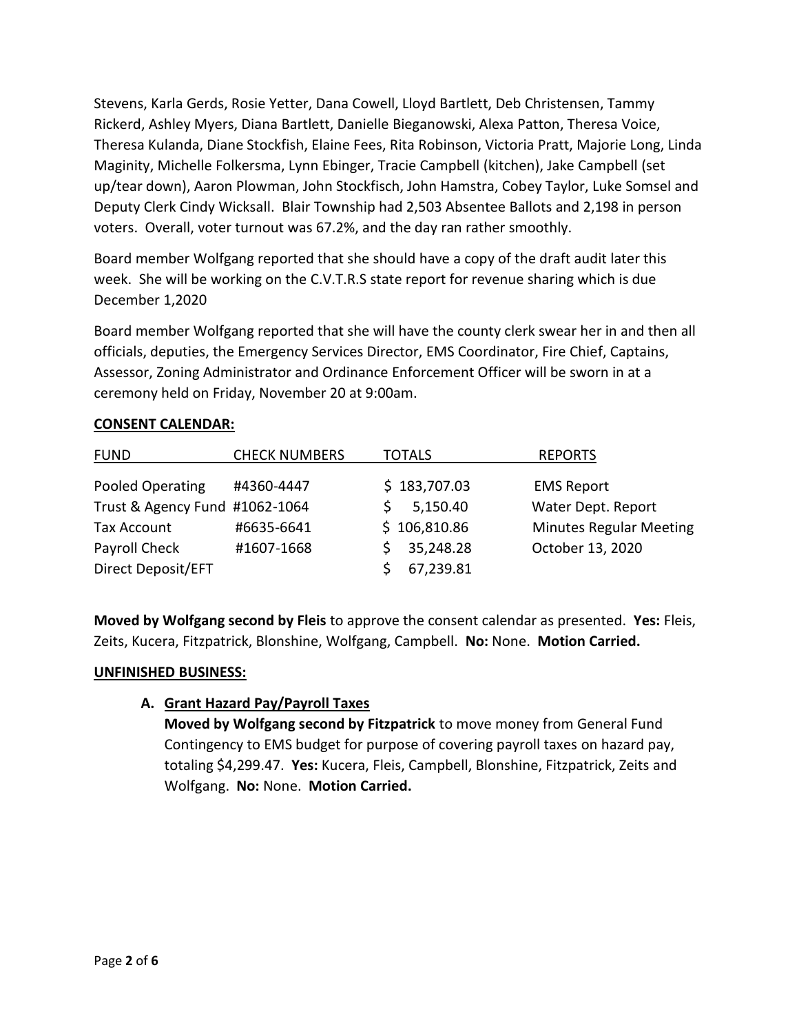Stevens, Karla Gerds, Rosie Yetter, Dana Cowell, Lloyd Bartlett, Deb Christensen, Tammy Rickerd, Ashley Myers, Diana Bartlett, Danielle Bieganowski, Alexa Patton, Theresa Voice, Theresa Kulanda, Diane Stockfish, Elaine Fees, Rita Robinson, Victoria Pratt, Majorie Long, Linda Maginity, Michelle Folkersma, Lynn Ebinger, Tracie Campbell (kitchen), Jake Campbell (set up/tear down), Aaron Plowman, John Stockfisch, John Hamstra, Cobey Taylor, Luke Somsel and Deputy Clerk Cindy Wicksall. Blair Township had 2,503 Absentee Ballots and 2,198 in person voters. Overall, voter turnout was 67.2%, and the day ran rather smoothly.

Board member Wolfgang reported that she should have a copy of the draft audit later this week. She will be working on the C.V.T.R.S state report for revenue sharing which is due December 1,2020

Board member Wolfgang reported that she will have the county clerk swear her in and then all officials, deputies, the Emergency Services Director, EMS Coordinator, Fire Chief, Captains, Assessor, Zoning Administrator and Ordinance Enforcement Officer will be sworn in at a ceremony held on Friday, November 20 at 9:00am.

**CONSENT CALENDAR:**

| FUND | CHECK NUMBERS | TOTALS | REPORTS |
|---|---|---|---|
| Pooled Operating | #4360-4447 | $ 183,707.03 | EMS Report |
| Trust & Agency Fund | #1062-1064 | $ 5,150.40 | Water Dept. Report |
| Tax Account | #6635-6641 | $ 106,810.86 | Minutes Regular Meeting |
| Payroll Check | #1607-1668 | $ 35,248.28 | October 13, 2020 |
| Direct Deposit/EFT | | $ 67,239.81 | |

**Moved by Wolfgang second by Fleis** to approve the consent calendar as presented. **Yes:** Fleis, Zeits, Kucera, Fitzpatrick, Blonshine, Wolfgang, Campbell. **No:** None. **Motion Carried.**

**UNFINISHED BUSINESS:**

**A. Grant Hazard Pay/Payroll Taxes**

**Moved by Wolfgang second by Fitzpatrick** to move money from General Fund Contingency to EMS budget for purpose of covering payroll taxes on hazard pay, totaling $4,299.47. **Yes:** Kucera, Fleis, Campbell, Blonshine, Fitzpatrick, Zeits and Wolfgang. **No:** None. **Motion Carried.**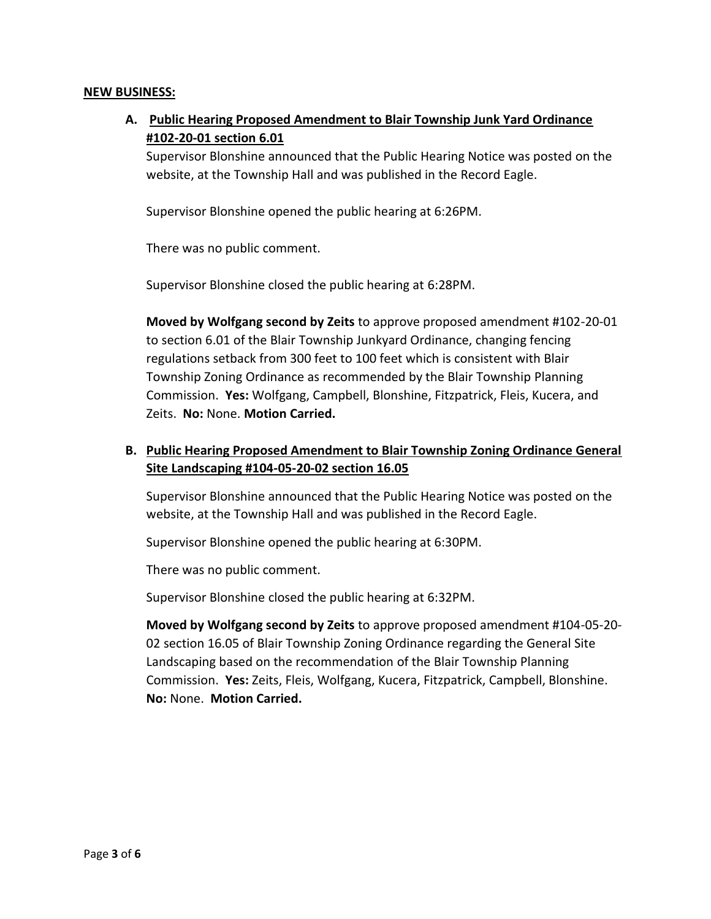**NEW BUSINESS:**

**A. Public Hearing Proposed Amendment to Blair Township Junk Yard Ordinance #102-20-01 section 6.01**

Supervisor Blonshine announced that the Public Hearing Notice was posted on the website, at the Township Hall and was published in the Record Eagle.

Supervisor Blonshine opened the public hearing at 6:26PM.

There was no public comment.

Supervisor Blonshine closed the public hearing at 6:28PM.

**Moved by Wolfgang second by Zeits** to approve proposed amendment #102-20-01 to section 6.01 of the Blair Township Junkyard Ordinance, changing fencing regulations setback from 300 feet to 100 feet which is consistent with Blair Township Zoning Ordinance as recommended by the Blair Township Planning Commission. **Yes:** Wolfgang, Campbell, Blonshine, Fitzpatrick, Fleis, Kucera, and Zeits. **No:** None. **Motion Carried.**

**B. Public Hearing Proposed Amendment to Blair Township Zoning Ordinance General Site Landscaping #104-05-20-02 section 16.05**

Supervisor Blonshine announced that the Public Hearing Notice was posted on the website, at the Township Hall and was published in the Record Eagle.

Supervisor Blonshine opened the public hearing at 6:30PM.

There was no public comment.

Supervisor Blonshine closed the public hearing at 6:32PM.

**Moved by Wolfgang second by Zeits** to approve proposed amendment #104-05-20-02 section 16.05 of Blair Township Zoning Ordinance regarding the General Site Landscaping based on the recommendation of the Blair Township Planning Commission. **Yes:** Zeits, Fleis, Wolfgang, Kucera, Fitzpatrick, Campbell, Blonshine. **No:** None. **Motion Carried.**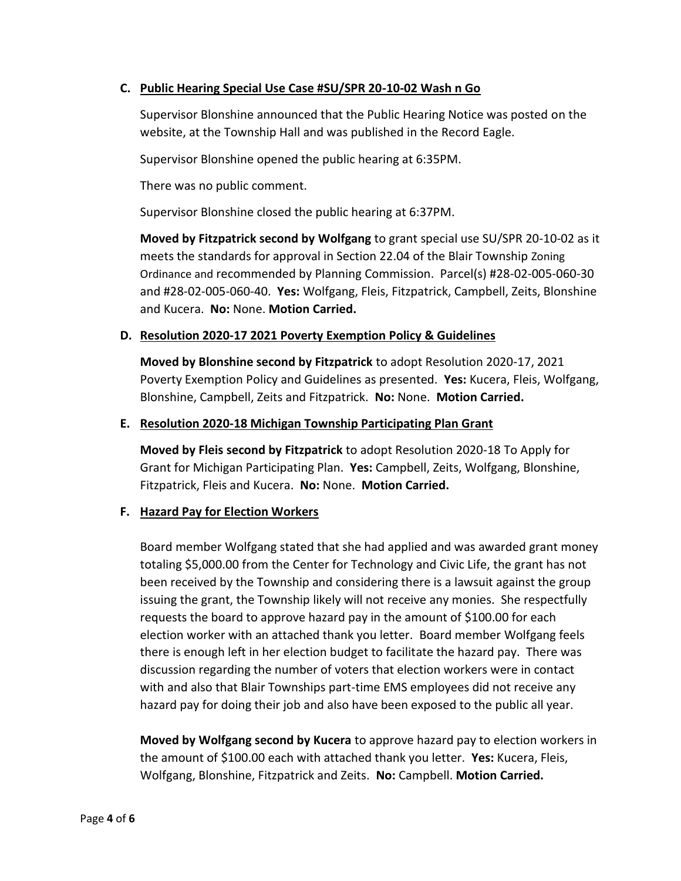**C. Public Hearing Special Use Case #SU/SPR 20-10-02 Wash n Go**

Supervisor Blonshine announced that the Public Hearing Notice was posted on the website, at the Township Hall and was published in the Record Eagle.

Supervisor Blonshine opened the public hearing at 6:35PM.

There was no public comment.

Supervisor Blonshine closed the public hearing at 6:37PM.

**Moved by Fitzpatrick second by Wolfgang** to grant special use SU/SPR 20-10-02 as it meets the standards for approval in Section 22.04 of the Blair Township Zoning Ordinance and recommended by Planning Commission. Parcel(s) #28-02-005-060-30 and #28-02-005-060-40. **Yes:** Wolfgang, Fleis, Fitzpatrick, Campbell, Zeits, Blonshine and Kucera. **No:** None. **Motion Carried.**

**D. Resolution 2020-17 2021 Poverty Exemption Policy & Guidelines**

**Moved by Blonshine second by Fitzpatrick** to adopt Resolution 2020-17, 2021 Poverty Exemption Policy and Guidelines as presented. **Yes:** Kucera, Fleis, Wolfgang, Blonshine, Campbell, Zeits and Fitzpatrick. **No:** None. **Motion Carried.**

**E. Resolution 2020-18 Michigan Township Participating Plan Grant**

**Moved by Fleis second by Fitzpatrick** to adopt Resolution 2020-18 To Apply for Grant for Michigan Participating Plan. **Yes:** Campbell, Zeits, Wolfgang, Blonshine, Fitzpatrick, Fleis and Kucera. **No:** None. **Motion Carried.**

**F. Hazard Pay for Election Workers**

Board member Wolfgang stated that she had applied and was awarded grant money totaling $5,000.00 from the Center for Technology and Civic Life, the grant has not been received by the Township and considering there is a lawsuit against the group issuing the grant, the Township likely will not receive any monies. She respectfully requests the board to approve hazard pay in the amount of $100.00 for each election worker with an attached thank you letter. Board member Wolfgang feels there is enough left in her election budget to facilitate the hazard pay. There was discussion regarding the number of voters that election workers were in contact with and also that Blair Townships part-time EMS employees did not receive any hazard pay for doing their job and also have been exposed to the public all year.

**Moved by Wolfgang second by Kucera** to approve hazard pay to election workers in the amount of $100.00 each with attached thank you letter. **Yes:** Kucera, Fleis, Wolfgang, Blonshine, Fitzpatrick and Zeits. **No:** Campbell. **Motion Carried.**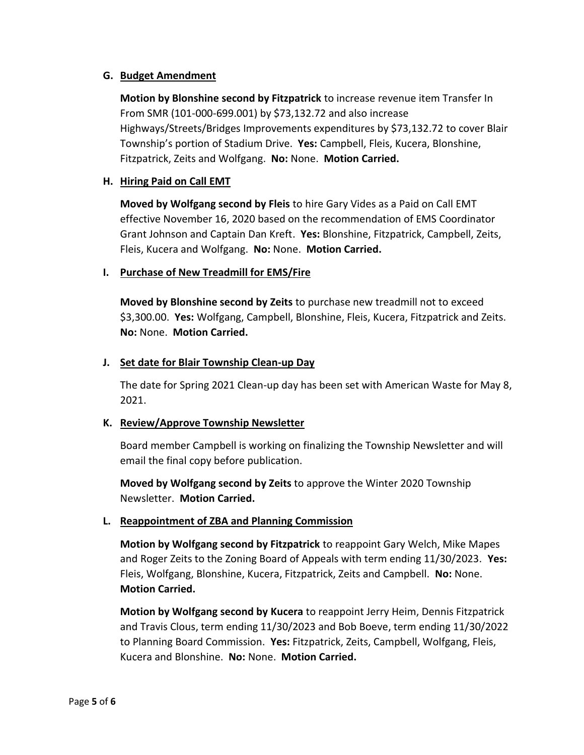**G. Budget Amendment**

**Motion by Blonshine second by Fitzpatrick** to increase revenue item Transfer In From SMR (101-000-699.001) by $73,132.72 and also increase Highways/Streets/Bridges Improvements expenditures by $73,132.72 to cover Blair Township's portion of Stadium Drive. **Yes:** Campbell, Fleis, Kucera, Blonshine, Fitzpatrick, Zeits and Wolfgang. **No:** None. **Motion Carried.**

**H. Hiring Paid on Call EMT**

**Moved by Wolfgang second by Fleis** to hire Gary Vides as a Paid on Call EMT effective November 16, 2020 based on the recommendation of EMS Coordinator Grant Johnson and Captain Dan Kreft. **Yes:** Blonshine, Fitzpatrick, Campbell, Zeits, Fleis, Kucera and Wolfgang. **No:** None. **Motion Carried.**

**I. Purchase of New Treadmill for EMS/Fire**

**Moved by Blonshine second by Zeits** to purchase new treadmill not to exceed $3,300.00. **Yes:** Wolfgang, Campbell, Blonshine, Fleis, Kucera, Fitzpatrick and Zeits. **No:** None. **Motion Carried.**

**J. Set date for Blair Township Clean-up Day**

The date for Spring 2021 Clean-up day has been set with American Waste for May 8, 2021.

**K. Review/Approve Township Newsletter**

Board member Campbell is working on finalizing the Township Newsletter and will email the final copy before publication.

**Moved by Wolfgang second by Zeits** to approve the Winter 2020 Township Newsletter. **Motion Carried.**

**L. Reappointment of ZBA and Planning Commission**

**Motion by Wolfgang second by Fitzpatrick** to reappoint Gary Welch, Mike Mapes and Roger Zeits to the Zoning Board of Appeals with term ending 11/30/2023. **Yes:** Fleis, Wolfgang, Blonshine, Kucera, Fitzpatrick, Zeits and Campbell. **No:** None. **Motion Carried.**

**Motion by Wolfgang second by Kucera** to reappoint Jerry Heim, Dennis Fitzpatrick and Travis Clous, term ending 11/30/2023 and Bob Boeve, term ending 11/30/2022 to Planning Board Commission. **Yes:** Fitzpatrick, Zeits, Campbell, Wolfgang, Fleis, Kucera and Blonshine. **No:** None. **Motion Carried.**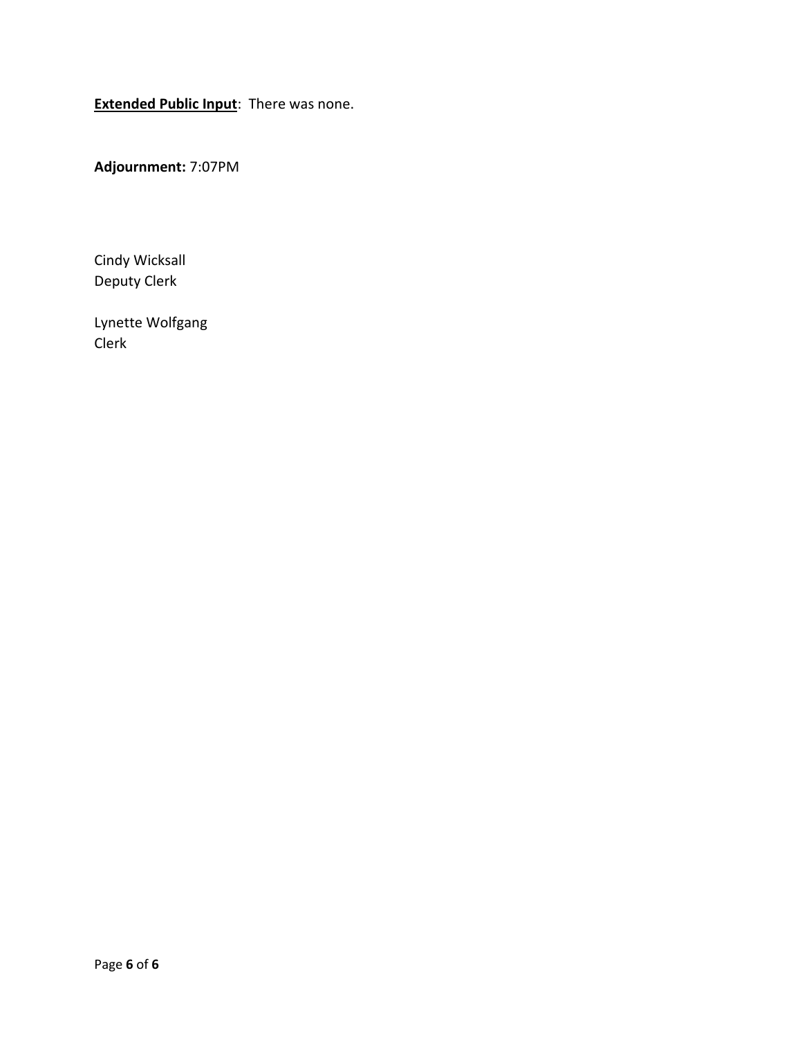**Extended Public Input**: There was none.

**Adjournment:** 7:07PM

Cindy Wicksall
Deputy Clerk

Lynette Wolfgang
Clerk